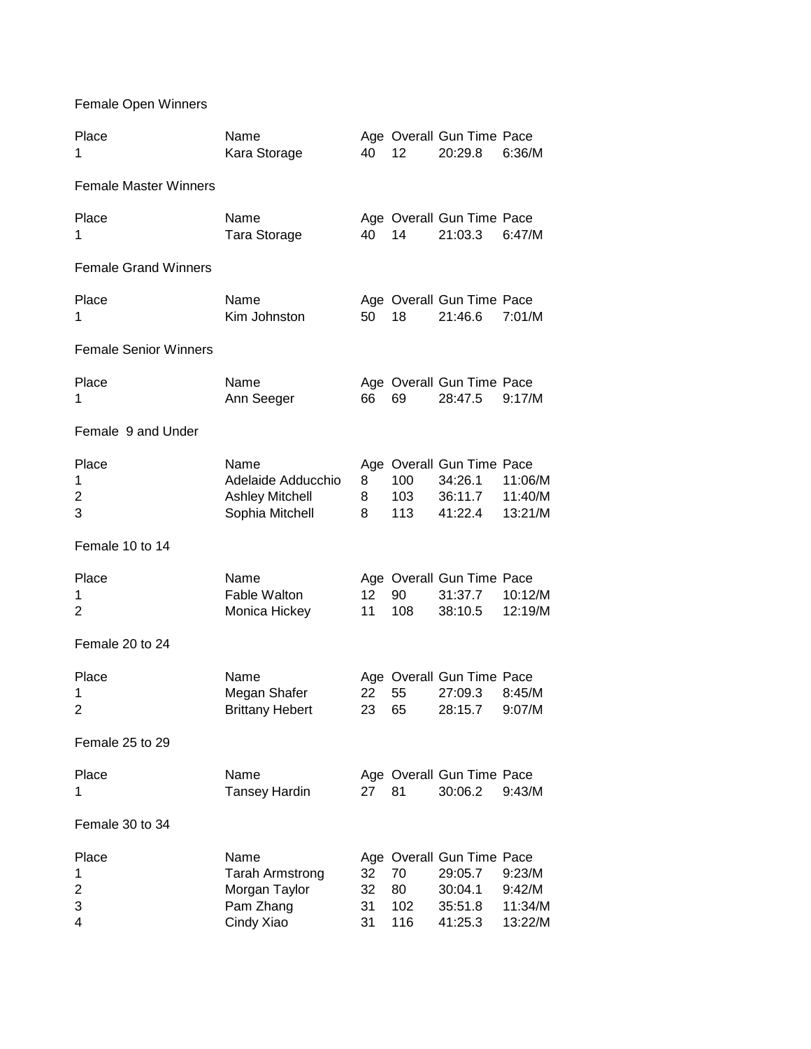## Female Open Winners

| Place | Name | Age | Overall | Gun Time | Pace |
|---|---|---|---|---|---|
| 1 | Kara Storage | 40 | 12 | 20:29.8 | 6:36/M |

## Female Master Winners

| Place | Name | Age | Overall | Gun Time | Pace |
|---|---|---|---|---|---|
| 1 | Tara Storage | 40 | 14 | 21:03.3 | 6:47/M |

## Female Grand Winners

| Place | Name | Age | Overall | Gun Time | Pace |
|---|---|---|---|---|---|
| 1 | Kim Johnston | 50 | 18 | 21:46.6 | 7:01/M |

## Female Senior Winners

| Place | Name | Age | Overall | Gun Time | Pace |
|---|---|---|---|---|---|
| 1 | Ann Seeger | 66 | 69 | 28:47.5 | 9:17/M |

## Female 9 and Under

| Place | Name | Age | Overall | Gun Time | Pace |
|---|---|---|---|---|---|
| 1 | Adelaide Adducchio | 8 | 100 | 34:26.1 | 11:06/M |
| 2 | Ashley Mitchell | 8 | 103 | 36:11.7 | 11:40/M |
| 3 | Sophia Mitchell | 8 | 113 | 41:22.4 | 13:21/M |

## Female 10 to 14

| Place | Name | Age | Overall | Gun Time | Pace |
|---|---|---|---|---|---|
| 1 | Fable Walton | 12 | 90 | 31:37.7 | 10:12/M |
| 2 | Monica Hickey | 11 | 108 | 38:10.5 | 12:19/M |

## Female 20 to 24

| Place | Name | Age | Overall | Gun Time | Pace |
|---|---|---|---|---|---|
| 1 | Megan Shafer | 22 | 55 | 27:09.3 | 8:45/M |
| 2 | Brittany Hebert | 23 | 65 | 28:15.7 | 9:07/M |

## Female 25 to 29

| Place | Name | Age | Overall | Gun Time | Pace |
|---|---|---|---|---|---|
| 1 | Tansey Hardin | 27 | 81 | 30:06.2 | 9:43/M |

## Female 30 to 34

| Place | Name | Age | Overall | Gun Time | Pace |
|---|---|---|---|---|---|
| 1 | Tarah Armstrong | 32 | 70 | 29:05.7 | 9:23/M |
| 2 | Morgan Taylor | 32 | 80 | 30:04.1 | 9:42/M |
| 3 | Pam Zhang | 31 | 102 | 35:51.8 | 11:34/M |
| 4 | Cindy Xiao | 31 | 116 | 41:25.3 | 13:22/M |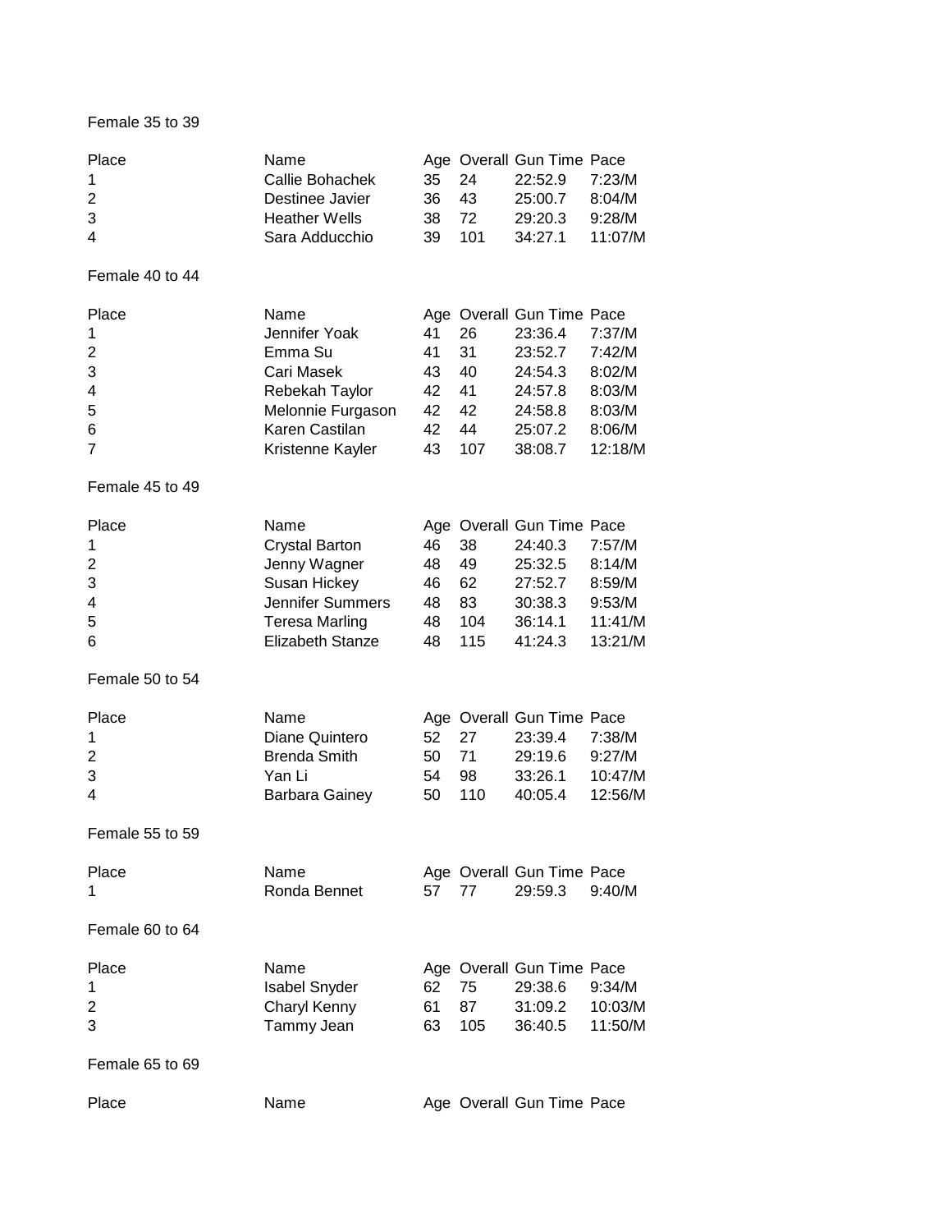Female 35 to 39

| Place | Name | Age | Overall | Gun Time | Pace |
|---|---|---|---|---|---|
| 1 | Callie Bohachek | 35 | 24 | 22:52.9 | 7:23/M |
| 2 | Destinee Javier | 36 | 43 | 25:00.7 | 8:04/M |
| 3 | Heather Wells | 38 | 72 | 29:20.3 | 9:28/M |
| 4 | Sara Adducchio | 39 | 101 | 34:27.1 | 11:07/M |

Female 40 to 44

| Place | Name | Age | Overall | Gun Time | Pace |
|---|---|---|---|---|---|
| 1 | Jennifer Yoak | 41 | 26 | 23:36.4 | 7:37/M |
| 2 | Emma Su | 41 | 31 | 23:52.7 | 7:42/M |
| 3 | Cari Masek | 43 | 40 | 24:54.3 | 8:02/M |
| 4 | Rebekah Taylor | 42 | 41 | 24:57.8 | 8:03/M |
| 5 | Melonnie Furgason | 42 | 42 | 24:58.8 | 8:03/M |
| 6 | Karen Castilan | 42 | 44 | 25:07.2 | 8:06/M |
| 7 | Kristenne Kayler | 43 | 107 | 38:08.7 | 12:18/M |

Female 45 to 49

| Place | Name | Age | Overall | Gun Time | Pace |
|---|---|---|---|---|---|
| 1 | Crystal Barton | 46 | 38 | 24:40.3 | 7:57/M |
| 2 | Jenny Wagner | 48 | 49 | 25:32.5 | 8:14/M |
| 3 | Susan Hickey | 46 | 62 | 27:52.7 | 8:59/M |
| 4 | Jennifer Summers | 48 | 83 | 30:38.3 | 9:53/M |
| 5 | Teresa Marling | 48 | 104 | 36:14.1 | 11:41/M |
| 6 | Elizabeth Stanze | 48 | 115 | 41:24.3 | 13:21/M |

Female 50 to 54

| Place | Name | Age | Overall | Gun Time | Pace |
|---|---|---|---|---|---|
| 1 | Diane Quintero | 52 | 27 | 23:39.4 | 7:38/M |
| 2 | Brenda Smith | 50 | 71 | 29:19.6 | 9:27/M |
| 3 | Yan Li | 54 | 98 | 33:26.1 | 10:47/M |
| 4 | Barbara Gainey | 50 | 110 | 40:05.4 | 12:56/M |

Female 55 to 59

| Place | Name | Age | Overall | Gun Time | Pace |
|---|---|---|---|---|---|
| 1 | Ronda Bennet | 57 | 77 | 29:59.3 | 9:40/M |

Female 60 to 64

| Place | Name | Age | Overall | Gun Time | Pace |
|---|---|---|---|---|---|
| 1 | Isabel Snyder | 62 | 75 | 29:38.6 | 9:34/M |
| 2 | Charyl Kenny | 61 | 87 | 31:09.2 | 10:03/M |
| 3 | Tammy Jean | 63 | 105 | 36:40.5 | 11:50/M |

Female 65 to 69

| Place | Name | Age | Overall | Gun Time | Pace |
|---|---|---|---|---|---|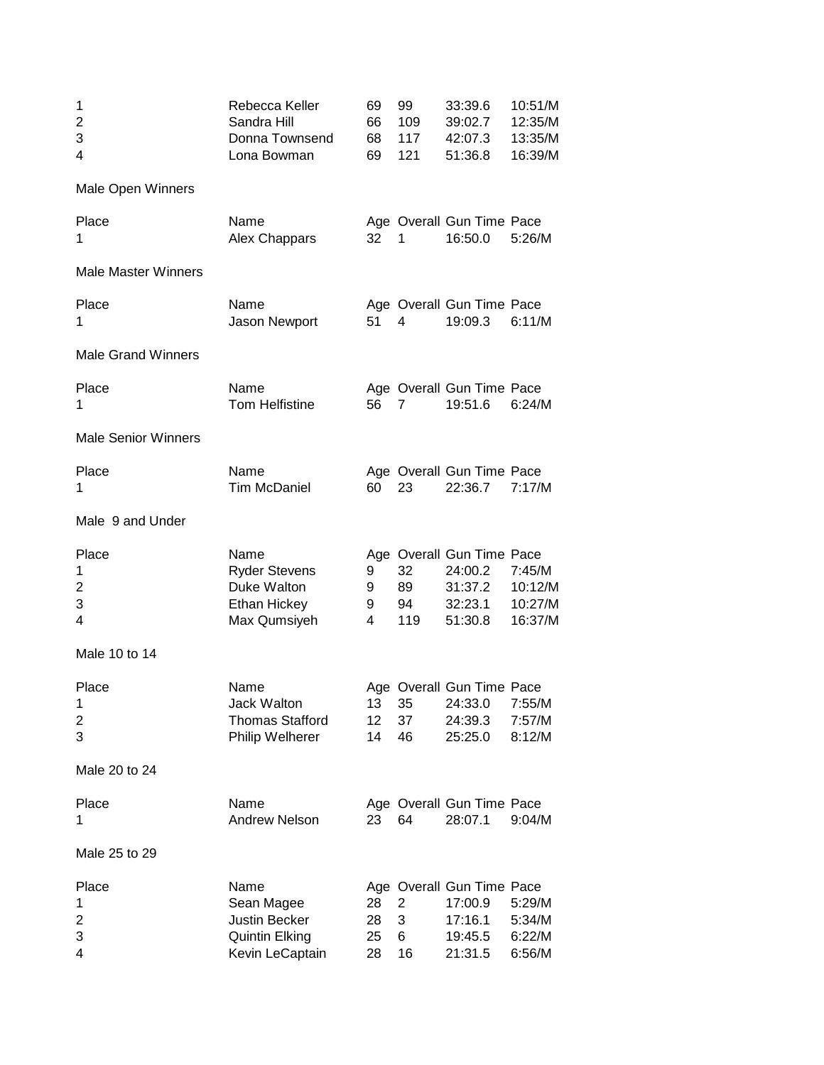| | | | | | |
|---|---|---|---|---|---|
| 1 | Rebecca Keller | 69 | 99 | 33:39.6 | 10:51/M |
| 2 | Sandra Hill | 66 | 109 | 39:02.7 | 12:35/M |
| 3 | Donna Townsend | 68 | 117 | 42:07.3 | 13:35/M |
| 4 | Lona Bowman | 69 | 121 | 51:36.8 | 16:39/M |

Male Open Winners

| Place | Name | Age | Overall | Gun Time | Pace |
|---|---|---|---|---|---|
| 1 | Alex Chappars | 32 | 1 | 16:50.0 | 5:26/M |

Male Master Winners

| Place | Name | Age | Overall | Gun Time | Pace |
|---|---|---|---|---|---|
| 1 | Jason Newport | 51 | 4 | 19:09.3 | 6:11/M |

Male Grand Winners

| Place | Name | Age | Overall | Gun Time | Pace |
|---|---|---|---|---|---|
| 1 | Tom Helfistine | 56 | 7 | 19:51.6 | 6:24/M |

Male Senior Winners

| Place | Name | Age | Overall | Gun Time | Pace |
|---|---|---|---|---|---|
| 1 | Tim McDaniel | 60 | 23 | 22:36.7 | 7:17/M |

Male 9 and Under

| Place | Name | Age | Overall | Gun Time | Pace |
|---|---|---|---|---|---|
| 1 | Ryder Stevens | 9 | 32 | 24:00.2 | 7:45/M |
| 2 | Duke Walton | 9 | 89 | 31:37.2 | 10:12/M |
| 3 | Ethan Hickey | 9 | 94 | 32:23.1 | 10:27/M |
| 4 | Max Qumsiyeh | 4 | 119 | 51:30.8 | 16:37/M |

Male 10 to 14

| Place | Name | Age | Overall | Gun Time | Pace |
|---|---|---|---|---|---|
| 1 | Jack Walton | 13 | 35 | 24:33.0 | 7:55/M |
| 2 | Thomas Stafford | 12 | 37 | 24:39.3 | 7:57/M |
| 3 | Philip Welherer | 14 | 46 | 25:25.0 | 8:12/M |

Male 20 to 24

| Place | Name | Age | Overall | Gun Time | Pace |
|---|---|---|---|---|---|
| 1 | Andrew Nelson | 23 | 64 | 28:07.1 | 9:04/M |

Male 25 to 29

| Place | Name | Age | Overall | Gun Time | Pace |
|---|---|---|---|---|---|
| 1 | Sean Magee | 28 | 2 | 17:00.9 | 5:29/M |
| 2 | Justin Becker | 28 | 3 | 17:16.1 | 5:34/M |
| 3 | Quintin Elking | 25 | 6 | 19:45.5 | 6:22/M |
| 4 | Kevin LeCaptain | 28 | 16 | 21:31.5 | 6:56/M |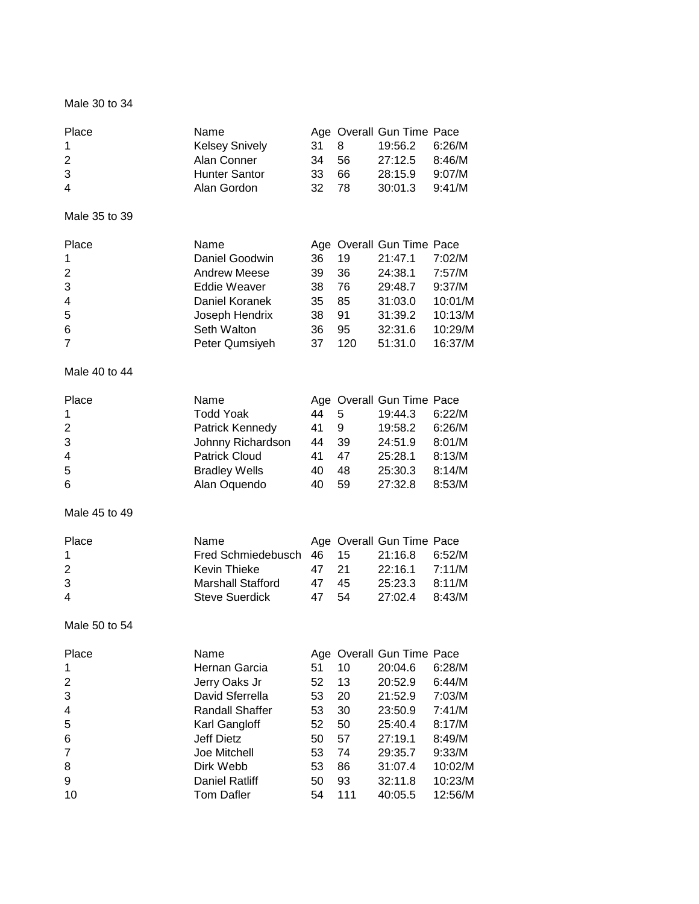Male 30 to 34

| Place | Name | Age | Overall | Gun Time | Pace |
|---|---|---|---|---|---|
| 1 | Kelsey Snively | 31 | 8 | 19:56.2 | 6:26/M |
| 2 | Alan Conner | 34 | 56 | 27:12.5 | 8:46/M |
| 3 | Hunter Santor | 33 | 66 | 28:15.9 | 9:07/M |
| 4 | Alan Gordon | 32 | 78 | 30:01.3 | 9:41/M |

Male 35 to 39

| Place | Name | Age | Overall | Gun Time | Pace |
|---|---|---|---|---|---|
| 1 | Daniel Goodwin | 36 | 19 | 21:47.1 | 7:02/M |
| 2 | Andrew Meese | 39 | 36 | 24:38.1 | 7:57/M |
| 3 | Eddie Weaver | 38 | 76 | 29:48.7 | 9:37/M |
| 4 | Daniel Koranek | 35 | 85 | 31:03.0 | 10:01/M |
| 5 | Joseph Hendrix | 38 | 91 | 31:39.2 | 10:13/M |
| 6 | Seth Walton | 36 | 95 | 32:31.6 | 10:29/M |
| 7 | Peter Qumsiyeh | 37 | 120 | 51:31.0 | 16:37/M |

Male 40 to 44

| Place | Name | Age | Overall | Gun Time | Pace |
|---|---|---|---|---|---|
| 1 | Todd Yoak | 44 | 5 | 19:44.3 | 6:22/M |
| 2 | Patrick Kennedy | 41 | 9 | 19:58.2 | 6:26/M |
| 3 | Johnny Richardson | 44 | 39 | 24:51.9 | 8:01/M |
| 4 | Patrick Cloud | 41 | 47 | 25:28.1 | 8:13/M |
| 5 | Bradley Wells | 40 | 48 | 25:30.3 | 8:14/M |
| 6 | Alan Oquendo | 40 | 59 | 27:32.8 | 8:53/M |

Male 45 to 49

| Place | Name | Age | Overall | Gun Time | Pace |
|---|---|---|---|---|---|
| 1 | Fred Schmiedebusch | 46 | 15 | 21:16.8 | 6:52/M |
| 2 | Kevin Thieke | 47 | 21 | 22:16.1 | 7:11/M |
| 3 | Marshall Stafford | 47 | 45 | 25:23.3 | 8:11/M |
| 4 | Steve Suerdick | 47 | 54 | 27:02.4 | 8:43/M |

Male 50 to 54

| Place | Name | Age | Overall | Gun Time | Pace |
|---|---|---|---|---|---|
| 1 | Hernan Garcia | 51 | 10 | 20:04.6 | 6:28/M |
| 2 | Jerry Oaks Jr | 52 | 13 | 20:52.9 | 6:44/M |
| 3 | David Sferrella | 53 | 20 | 21:52.9 | 7:03/M |
| 4 | Randall Shaffer | 53 | 30 | 23:50.9 | 7:41/M |
| 5 | Karl Gangloff | 52 | 50 | 25:40.4 | 8:17/M |
| 6 | Jeff Dietz | 50 | 57 | 27:19.1 | 8:49/M |
| 7 | Joe Mitchell | 53 | 74 | 29:35.7 | 9:33/M |
| 8 | Dirk Webb | 53 | 86 | 31:07.4 | 10:02/M |
| 9 | Daniel Ratliff | 50 | 93 | 32:11.8 | 10:23/M |
| 10 | Tom Dafler | 54 | 111 | 40:05.5 | 12:56/M |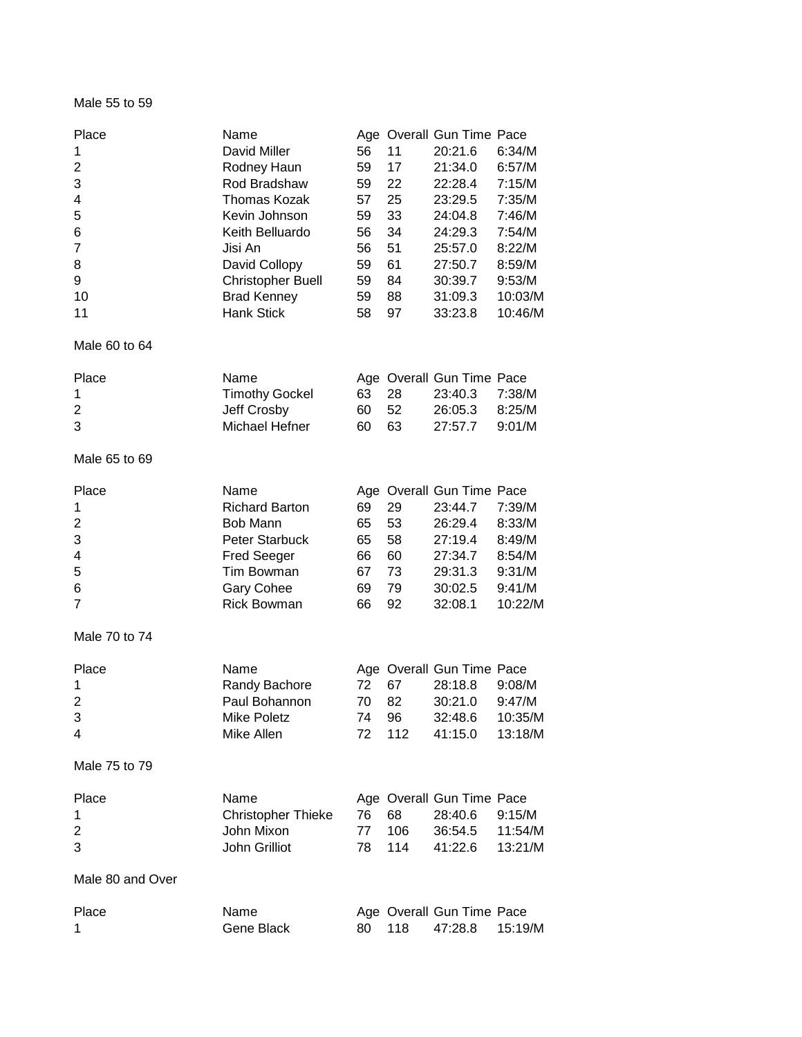Male 55 to 59

| Place | Name | Age | Overall | Gun Time | Pace |
|---|---|---|---|---|---|
| 1 | David Miller | 56 | 11 | 20:21.6 | 6:34/M |
| 2 | Rodney Haun | 59 | 17 | 21:34.0 | 6:57/M |
| 3 | Rod Bradshaw | 59 | 22 | 22:28.4 | 7:15/M |
| 4 | Thomas Kozak | 57 | 25 | 23:29.5 | 7:35/M |
| 5 | Kevin Johnson | 59 | 33 | 24:04.8 | 7:46/M |
| 6 | Keith Belluardo | 56 | 34 | 24:29.3 | 7:54/M |
| 7 | Jisi An | 56 | 51 | 25:57.0 | 8:22/M |
| 8 | David Collopy | 59 | 61 | 27:50.7 | 8:59/M |
| 9 | Christopher Buell | 59 | 84 | 30:39.7 | 9:53/M |
| 10 | Brad Kenney | 59 | 88 | 31:09.3 | 10:03/M |
| 11 | Hank Stick | 58 | 97 | 33:23.8 | 10:46/M |

Male 60 to 64

| Place | Name | Age | Overall | Gun Time | Pace |
|---|---|---|---|---|---|
| 1 | Timothy Gockel | 63 | 28 | 23:40.3 | 7:38/M |
| 2 | Jeff Crosby | 60 | 52 | 26:05.3 | 8:25/M |
| 3 | Michael Hefner | 60 | 63 | 27:57.7 | 9:01/M |

Male 65 to 69

| Place | Name | Age | Overall | Gun Time | Pace |
|---|---|---|---|---|---|
| 1 | Richard Barton | 69 | 29 | 23:44.7 | 7:39/M |
| 2 | Bob Mann | 65 | 53 | 26:29.4 | 8:33/M |
| 3 | Peter Starbuck | 65 | 58 | 27:19.4 | 8:49/M |
| 4 | Fred Seeger | 66 | 60 | 27:34.7 | 8:54/M |
| 5 | Tim Bowman | 67 | 73 | 29:31.3 | 9:31/M |
| 6 | Gary Cohee | 69 | 79 | 30:02.5 | 9:41/M |
| 7 | Rick Bowman | 66 | 92 | 32:08.1 | 10:22/M |

Male 70 to 74

| Place | Name | Age | Overall | Gun Time | Pace |
|---|---|---|---|---|---|
| 1 | Randy Bachore | 72 | 67 | 28:18.8 | 9:08/M |
| 2 | Paul Bohannon | 70 | 82 | 30:21.0 | 9:47/M |
| 3 | Mike Poletz | 74 | 96 | 32:48.6 | 10:35/M |
| 4 | Mike Allen | 72 | 112 | 41:15.0 | 13:18/M |

Male 75 to 79

| Place | Name | Age | Overall | Gun Time | Pace |
|---|---|---|---|---|---|
| 1 | Christopher Thieke | 76 | 68 | 28:40.6 | 9:15/M |
| 2 | John Mixon | 77 | 106 | 36:54.5 | 11:54/M |
| 3 | John Grilliot | 78 | 114 | 41:22.6 | 13:21/M |

Male 80 and Over

| Place | Name | Age | Overall | Gun Time | Pace |
|---|---|---|---|---|---|
| 1 | Gene Black | 80 | 118 | 47:28.8 | 15:19/M |